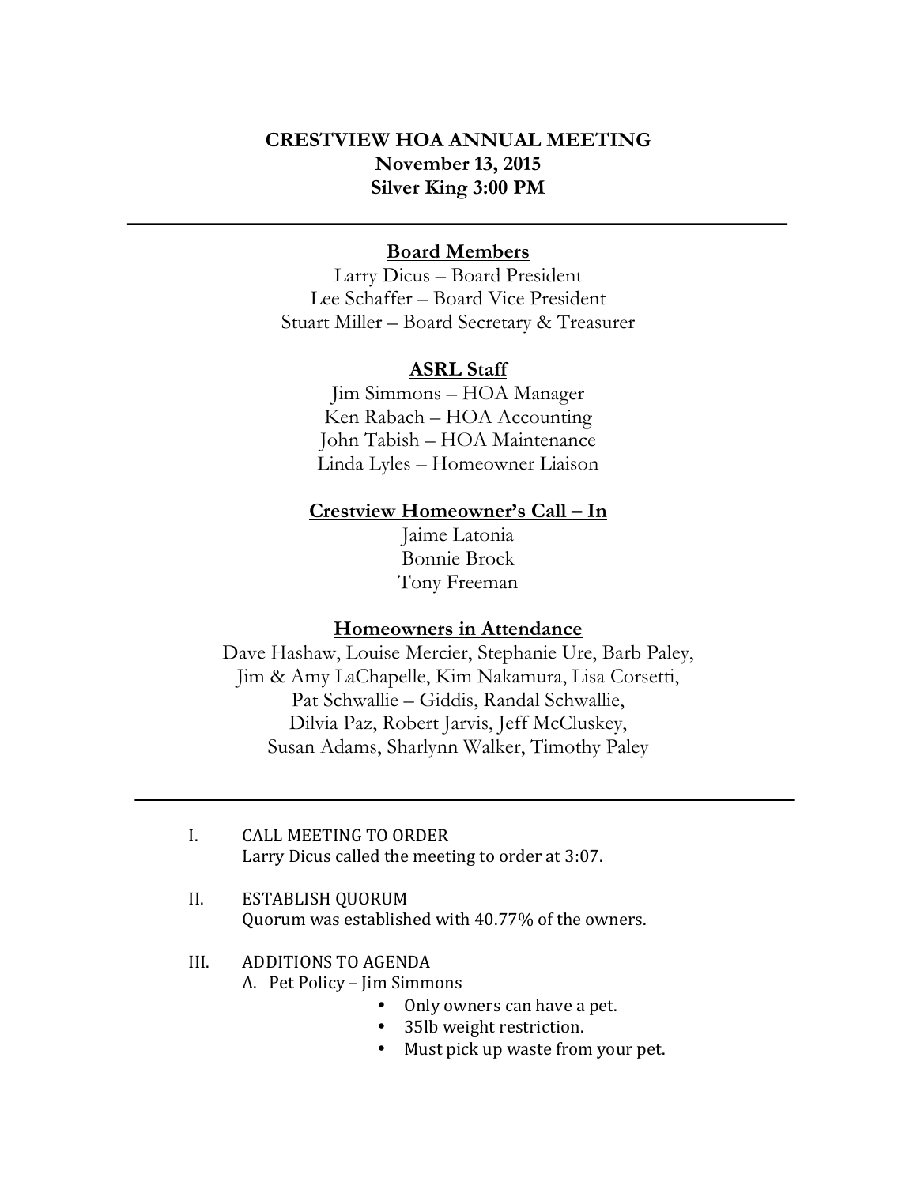**CRESTVIEW HOA ANNUAL MEETING**
**November 13, 2015**
**Silver King 3:00 PM**

---

**Board Members**

Larry Dicus – Board President
Lee Schaffer – Board Vice President
Stuart Miller – Board Secretary & Treasurer

**ASRL Staff**

Jim Simmons – HOA Manager
Ken Rabach – HOA Accounting
John Tabish – HOA Maintenance
Linda Lyles – Homeowner Liaison

**Crestview Homeowner's Call – In**

Jaime Latonia
Bonnie Brock
Tony Freeman

**Homeowners in Attendance**

Dave Hashaw, Louise Mercier, Stephanie Ure, Barb Paley, Jim & Amy LaChapelle, Kim Nakamura, Lisa Corsetti, Pat Schwallie – Giddis, Randal Schwallie, Dilvia Paz, Robert Jarvis, Jeff McCluskey, Susan Adams, Sharlynn Walker, Timothy Paley

---

I. CALL MEETING TO ORDER
Larry Dicus called the meeting to order at 3:07.

II. ESTABLISH QUORUM
Quorum was established with 40.77% of the owners.

III. ADDITIONS TO AGENDA
A. Pet Policy – Jim Simmons
- Only owners can have a pet.
- 35lb weight restriction.
- Must pick up waste from your pet.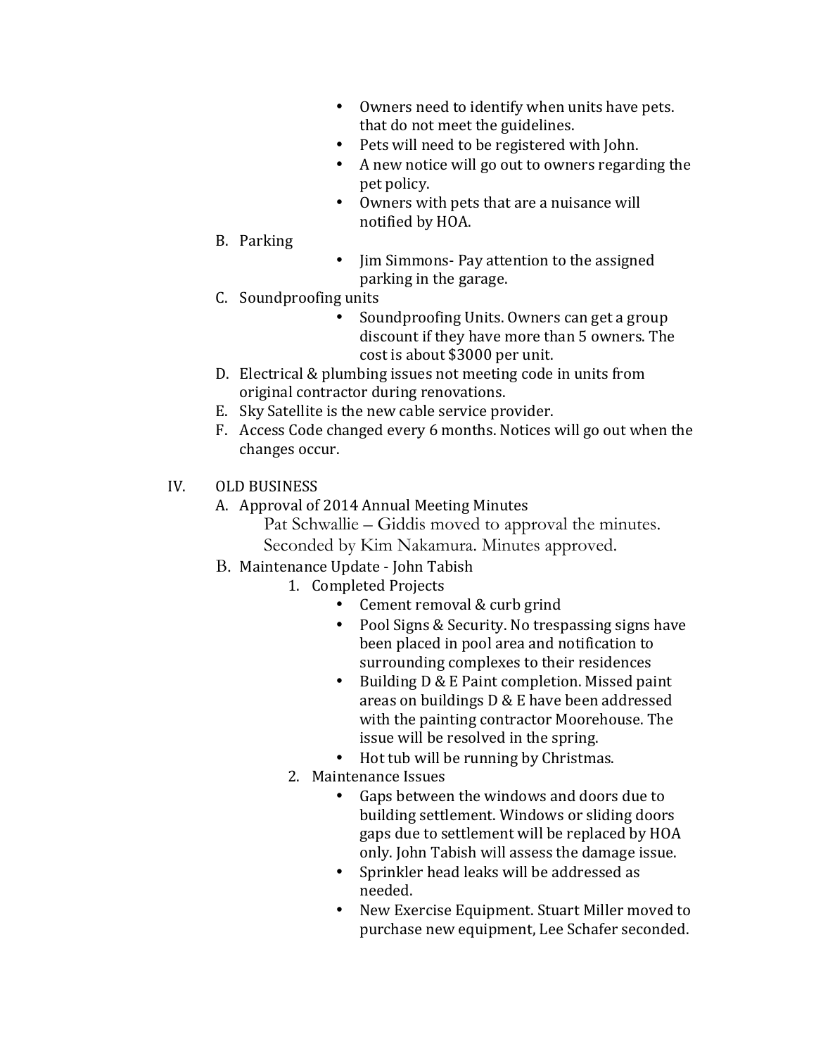- Owners need to identify when units have pets. that do not meet the guidelines.
- Pets will need to be registered with John.
- A new notice will go out to owners regarding the pet policy.
- Owners with pets that are a nuisance will notified by HOA.

B. Parking

- Jim Simmons- Pay attention to the assigned parking in the garage.

C. Soundproofing units

- Soundproofing Units. Owners can get a group discount if they have more than 5 owners. The cost is about $3000 per unit.

D. Electrical & plumbing issues not meeting code in units from original contractor during renovations.

E. Sky Satellite is the new cable service provider.

F. Access Code changed every 6 months. Notices will go out when the changes occur.

IV. OLD BUSINESS

A. Approval of 2014 Annual Meeting Minutes

Pat Schwallie – Giddis moved to approval the minutes. Seconded by Kim Nakamura. Minutes approved.

B. Maintenance Update - John Tabish

1. Completed Projects
   - Cement removal & curb grind
   - Pool Signs & Security. No trespassing signs have been placed in pool area and notification to surrounding complexes to their residences
   - Building D & E Paint completion. Missed paint areas on buildings D & E have been addressed with the painting contractor Moorehouse. The issue will be resolved in the spring.
   - Hot tub will be running by Christmas.
2. Maintenance Issues
   - Gaps between the windows and doors due to building settlement. Windows or sliding doors gaps due to settlement will be replaced by HOA only. John Tabish will assess the damage issue.
   - Sprinkler head leaks will be addressed as needed.
   - New Exercise Equipment. Stuart Miller moved to purchase new equipment, Lee Schafer seconded.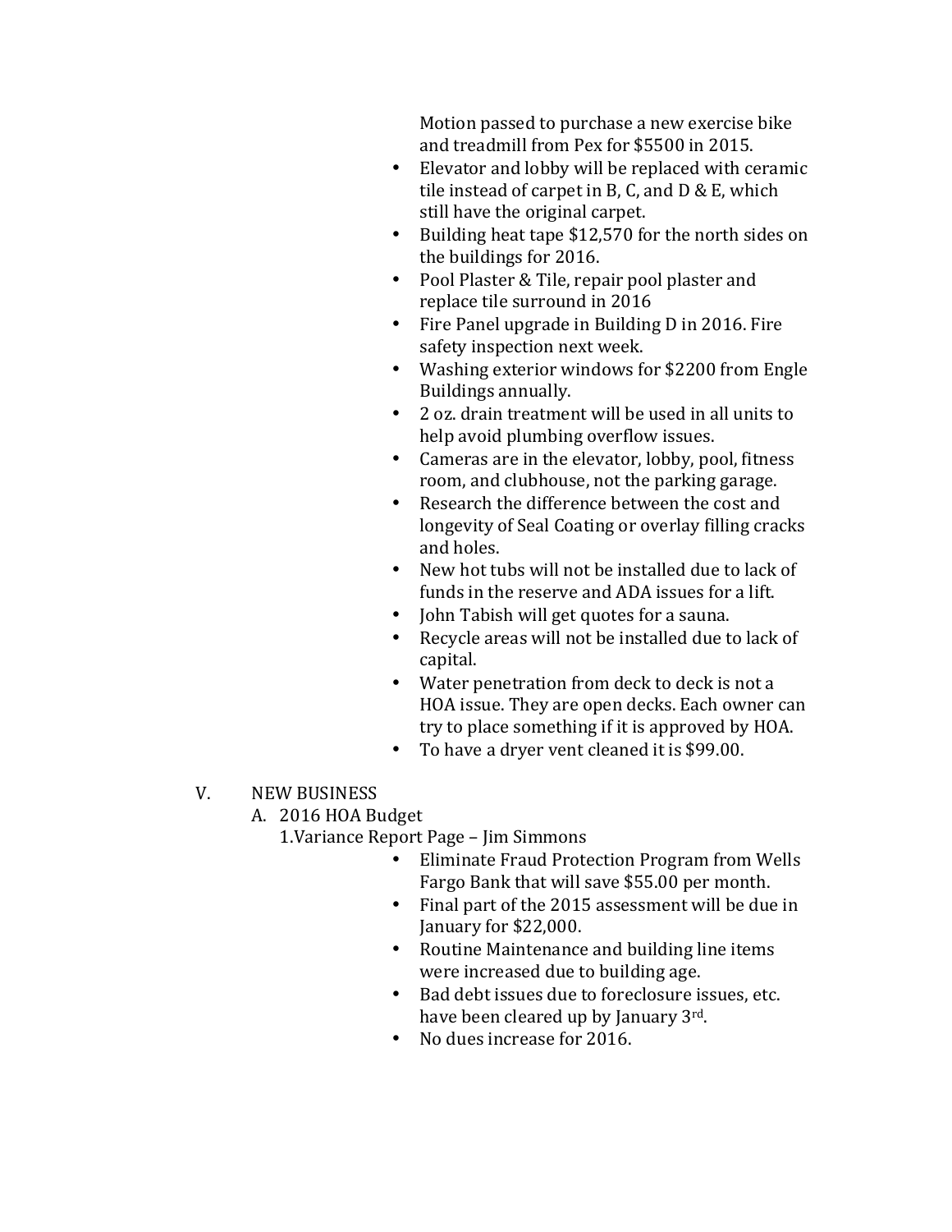Motion passed to purchase a new exercise bike and treadmill from Pex for $5500 in 2015.

- Elevator and lobby will be replaced with ceramic tile instead of carpet in B, C, and D & E, which still have the original carpet.
- Building heat tape $12,570 for the north sides on the buildings for 2016.
- Pool Plaster & Tile, repair pool plaster and replace tile surround in 2016
- Fire Panel upgrade in Building D in 2016. Fire safety inspection next week.
- Washing exterior windows for $2200 from Engle Buildings annually.
- 2 oz. drain treatment will be used in all units to help avoid plumbing overflow issues.
- Cameras are in the elevator, lobby, pool, fitness room, and clubhouse, not the parking garage.
- Research the difference between the cost and longevity of Seal Coating or overlay filling cracks and holes.
- New hot tubs will not be installed due to lack of funds in the reserve and ADA issues for a lift.
- John Tabish will get quotes for a sauna.
- Recycle areas will not be installed due to lack of capital.
- Water penetration from deck to deck is not a HOA issue. They are open decks. Each owner can try to place something if it is approved by HOA.
- To have a dryer vent cleaned it is $99.00.

V. NEW BUSINESS

A. 2016 HOA Budget

1. Variance Report Page – Jim Simmons

- Eliminate Fraud Protection Program from Wells Fargo Bank that will save $55.00 per month.
- Final part of the 2015 assessment will be due in January for $22,000.
- Routine Maintenance and building line items were increased due to building age.
- Bad debt issues due to foreclosure issues, etc. have been cleared up by January 3rd.
- No dues increase for 2016.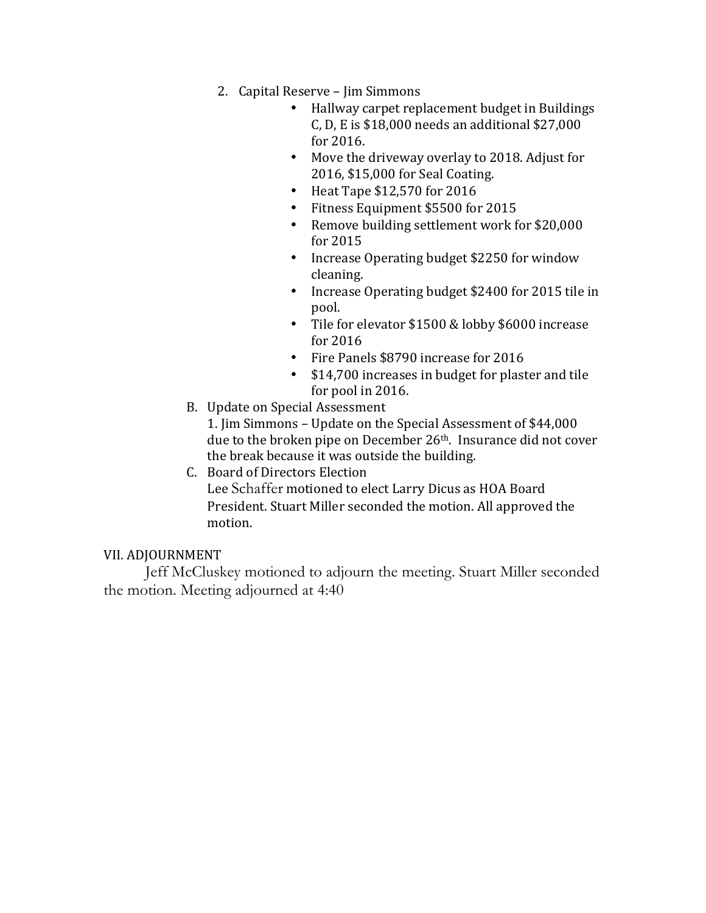2. Capital Reserve – Jim Simmons
   - Hallway carpet replacement budget in Buildings C, D, E is $18,000 needs an additional $27,000 for 2016.
   - Move the driveway overlay to 2018. Adjust for 2016, $15,000 for Seal Coating.
   - Heat Tape $12,570 for 2016
   - Fitness Equipment $5500 for 2015
   - Remove building settlement work for $20,000 for 2015
   - Increase Operating budget $2250 for window cleaning.
   - Increase Operating budget $2400 for 2015 tile in pool.
   - Tile for elevator $1500 & lobby $6000 increase for 2016
   - Fire Panels $8790 increase for 2016
   - $14,700 increases in budget for plaster and tile for pool in 2016.

B. Update on Special Assessment

1. Jim Simmons – Update on the Special Assessment of $44,000 due to the broken pipe on December 26th. Insurance did not cover the break because it was outside the building.

C. Board of Directors Election

Lee Schaffer motioned to elect Larry Dicus as HOA Board President. Stuart Miller seconded the motion. All approved the motion.

VII. ADJOURNMENT

Jeff McCluskey motioned to adjourn the meeting. Stuart Miller seconded the motion. Meeting adjourned at 4:40